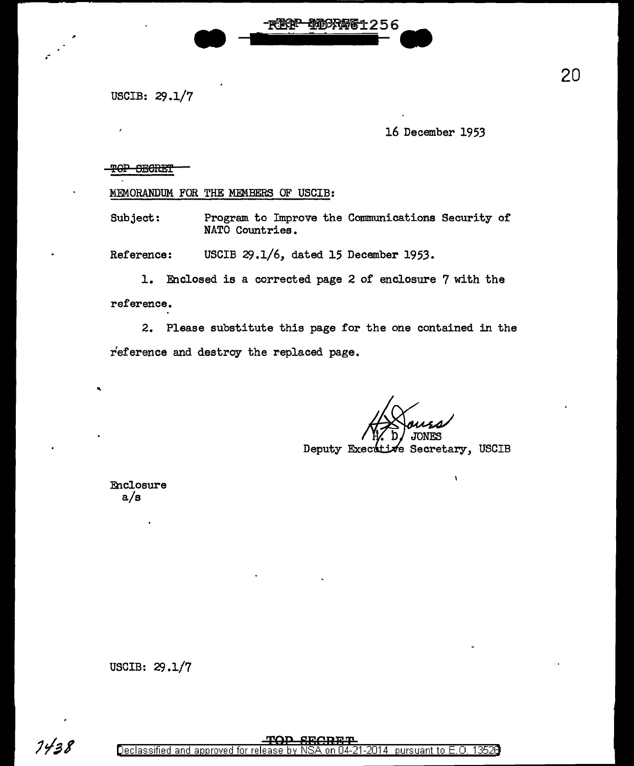USCIB: 29.1/7

16 December 1953

~~TOP SECRET~~

MEMORANDUM FOR THE MEMBERS OF USCIB:

Subject: Program to Improve the Communications Security of NATO Countries.

Reference: USCIB 29.1/6, dated 15 December 1953.

1. Enclosed is a corrected page 2 of enclosure 7 with the reference.

2. Please substitute this page for the one contained in the reference and destroy the replaced page.

H. D. JONES
Deputy Executive Secretary, USCIB

Enclosure
a/s

USCIB: 29.1/7

TOP SECRET

Declassified and approved for release by NSA on 04-21-2014 pursuant to E.O. 13526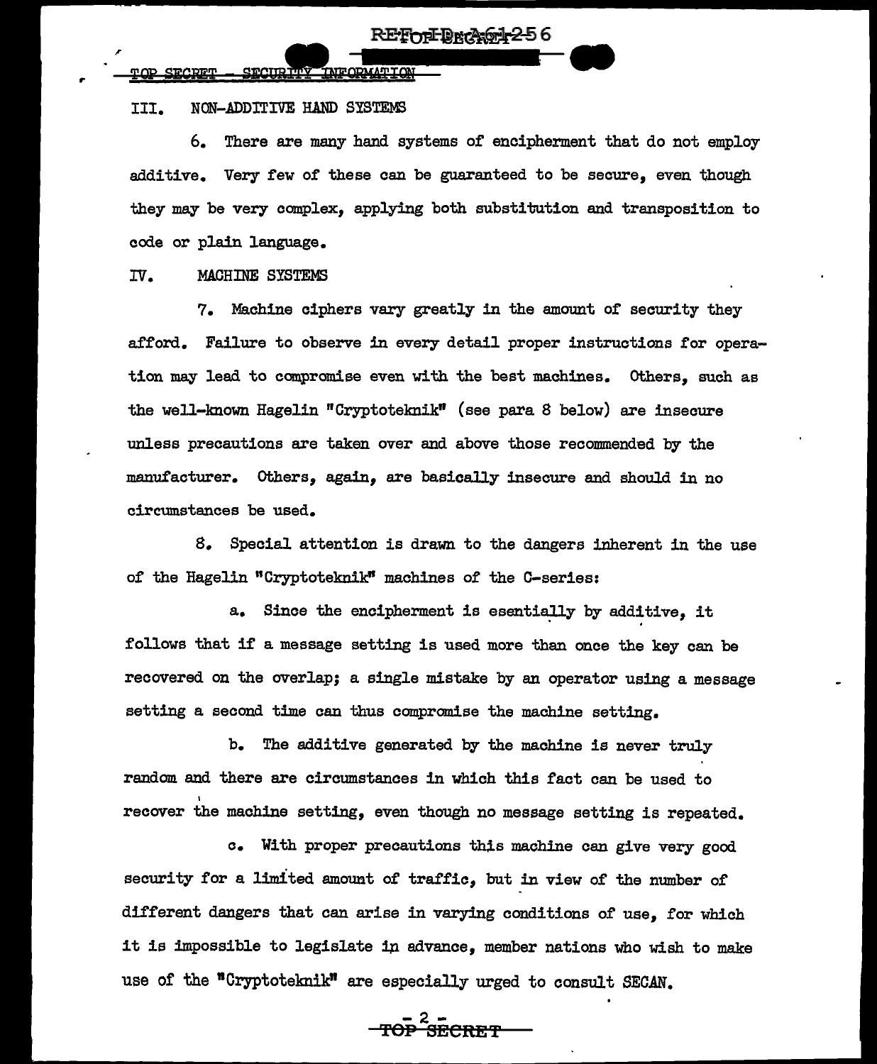## III. NON-ADDITIVE HAND SYSTEMS

6. There are many hand systems of encipherment that do not employ additive. Very few of these can be guaranteed to be secure, even though they may be very complex, applying both substitution and transposition to code or plain language.

## IV. MACHINE SYSTEMS

7. Machine ciphers vary greatly in the amount of security they afford. Failure to observe in every detail proper instructions for operation may lead to compromise even with the best machines. Others, such as the well-known Hagelin "Cryptoteknik" (see para 8 below) are insecure unless precautions are taken over and above those recommended by the manufacturer. Others, again, are basically insecure and should in no circumstances be used.

8. Special attention is drawn to the dangers inherent in the use of the Hagelin "Cryptoteknik" machines of the C-series:

a. Since the encipherment is esentially by additive, it follows that if a message setting is used more than once the key can be recovered on the overlap; a single mistake by an operator using a message setting a second time can thus compromise the machine setting.

b. The additive generated by the machine is never truly random and there are circumstances in which this fact can be used to recover the machine setting, even though no message setting is repeated.

c. With proper precautions this machine can give very good security for a limited amount of traffic, but in view of the number of different dangers that can arise in varying conditions of use, for which it is impossible to legislate in advance, member nations who wish to make use of the "Cryptoteknik" are especially urged to consult SECAN.